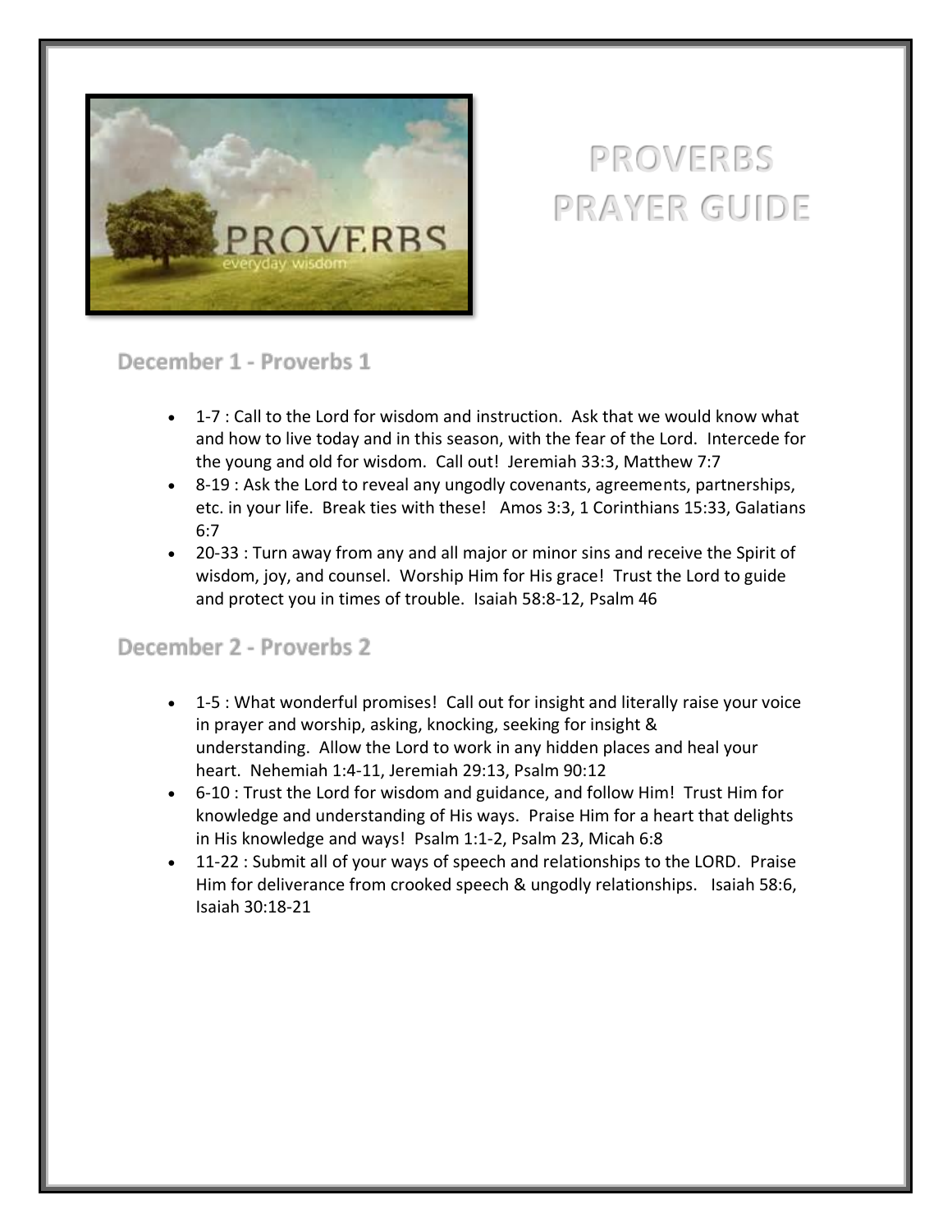# PROVERBS PRAYER GUIDE

## December 1 - Proverbs 1

- 1-7 : Call to the Lord for wisdom and instruction. Ask that we would know what and how to live today and in this season, with the fear of the Lord. Intercede for the young and old for wisdom. Call out! Jeremiah 33:3, Matthew 7:7
- 8-19 : Ask the Lord to reveal any ungodly covenants, agreements, partnerships, etc. in your life. Break ties with these! Amos 3:3, 1 Corinthians 15:33, Galatians 6:7
- 20-33 : Turn away from any and all major or minor sins and receive the Spirit of wisdom, joy, and counsel. Worship Him for His grace! Trust the Lord to guide and protect you in times of trouble. Isaiah 58:8-12, Psalm 46

## December 2 - Proverbs 2

- 1-5 : What wonderful promises! Call out for insight and literally raise your voice in prayer and worship, asking, knocking, seeking for insight & understanding. Allow the Lord to work in any hidden places and heal your heart. Nehemiah 1:4-11, Jeremiah 29:13, Psalm 90:12
- 6-10 : Trust the Lord for wisdom and guidance, and follow Him! Trust Him for knowledge and understanding of His ways. Praise Him for a heart that delights in His knowledge and ways! Psalm 1:1-2, Psalm 23, Micah 6:8
- 11-22 : Submit all of your ways of speech and relationships to the LORD. Praise Him for deliverance from crooked speech & ungodly relationships. Isaiah 58:6, Isaiah 30:18-21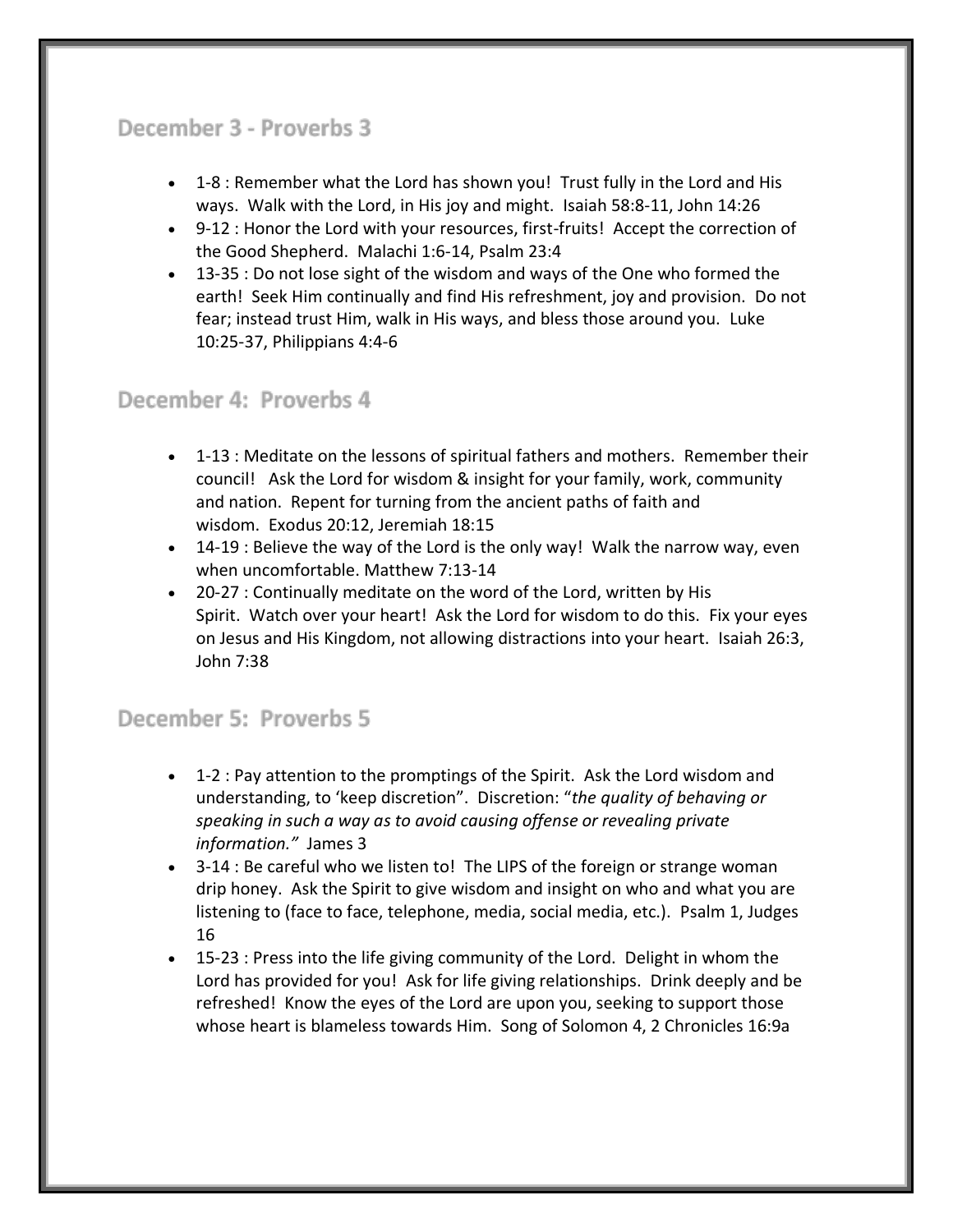## December 3 - Proverbs 3

- 1-8 : Remember what the Lord has shown you! Trust fully in the Lord and His ways. Walk with the Lord, in His joy and might. Isaiah 58:8-11, John 14:26
- 9-12 : Honor the Lord with your resources, first-fruits! Accept the correction of the Good Shepherd. Malachi 1:6-14, Psalm 23:4
- 13-35 : Do not lose sight of the wisdom and ways of the One who formed the earth! Seek Him continually and find His refreshment, joy and provision. Do not fear; instead trust Him, walk in His ways, and bless those around you. Luke 10:25-37, Philippians 4:4-6

## December 4: Proverbs 4

- 1-13 : Meditate on the lessons of spiritual fathers and mothers. Remember their council! Ask the Lord for wisdom & insight for your family, work, community and nation. Repent for turning from the ancient paths of faith and wisdom. Exodus 20:12, Jeremiah 18:15
- 14-19 : Believe the way of the Lord is the only way! Walk the narrow way, even when uncomfortable. Matthew 7:13-14
- 20-27 : Continually meditate on the word of the Lord, written by His Spirit. Watch over your heart! Ask the Lord for wisdom to do this. Fix your eyes on Jesus and His Kingdom, not allowing distractions into your heart. Isaiah 26:3, John 7:38

## December 5: Proverbs 5

- 1-2 : Pay attention to the promptings of the Spirit. Ask the Lord wisdom and understanding, to 'keep discretion". Discretion: "*the quality of behaving or speaking in such a way as to avoid causing offense or revealing private information."* James 3
- 3-14 : Be careful who we listen to! The LIPS of the foreign or strange woman drip honey. Ask the Spirit to give wisdom and insight on who and what you are listening to (face to face, telephone, media, social media, etc.). Psalm 1, Judges 16
- 15-23 : Press into the life giving community of the Lord. Delight in whom the Lord has provided for you! Ask for life giving relationships. Drink deeply and be refreshed! Know the eyes of the Lord are upon you, seeking to support those whose heart is blameless towards Him. Song of Solomon 4, 2 Chronicles 16:9a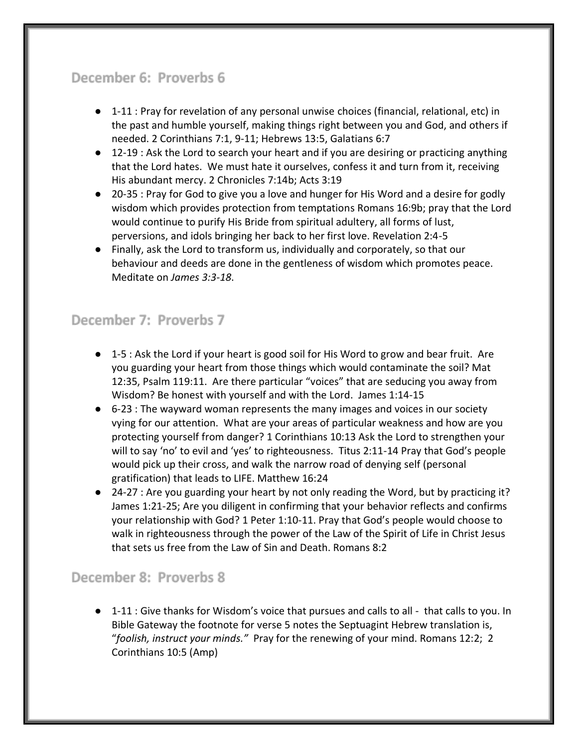## December 6: Proverbs 6

- 1-11 : Pray for revelation of any personal unwise choices (financial, relational, etc) in the past and humble yourself, making things right between you and God, and others if needed. 2 Corinthians 7:1, 9-11; Hebrews 13:5, Galatians 6:7
- 12-19 : Ask the Lord to search your heart and if you are desiring or practicing anything that the Lord hates. We must hate it ourselves, confess it and turn from it, receiving His abundant mercy. 2 Chronicles 7:14b; Acts 3:19
- 20-35 : Pray for God to give you a love and hunger for His Word and a desire for godly wisdom which provides protection from temptations Romans 16:9b; pray that the Lord would continue to purify His Bride from spiritual adultery, all forms of lust, perversions, and idols bringing her back to her first love. Revelation 2:4-5
- Finally, ask the Lord to transform us, individually and corporately, so that our behaviour and deeds are done in the gentleness of wisdom which promotes peace. Meditate on *James 3:3-18*.

## December 7: Proverbs 7

- 1-5 : Ask the Lord if your heart is good soil for His Word to grow and bear fruit. Are you guarding your heart from those things which would contaminate the soil? Mat 12:35, Psalm 119:11. Are there particular "voices" that are seducing you away from Wisdom? Be honest with yourself and with the Lord. James 1:14-15
- 6-23 : The wayward woman represents the many images and voices in our society vying for our attention. What are your areas of particular weakness and how are you protecting yourself from danger? 1 Corinthians 10:13 Ask the Lord to strengthen your will to say 'no' to evil and 'yes' to righteousness. Titus 2:11-14 Pray that God's people would pick up their cross, and walk the narrow road of denying self (personal gratification) that leads to LIFE. Matthew 16:24
- 24-27 : Are you guarding your heart by not only reading the Word, but by practicing it? James 1:21-25; Are you diligent in confirming that your behavior reflects and confirms your relationship with God? 1 Peter 1:10-11. Pray that God's people would choose to walk in righteousness through the power of the Law of the Spirit of Life in Christ Jesus that sets us free from the Law of Sin and Death. Romans 8:2

## December 8: Proverbs 8

- 1-11 : Give thanks for Wisdom's voice that pursues and calls to all - that calls to you. In Bible Gateway the footnote for verse 5 notes the Septuagint Hebrew translation is, "*foolish, instruct your minds."* Pray for the renewing of your mind. Romans 12:2; 2 Corinthians 10:5 (Amp)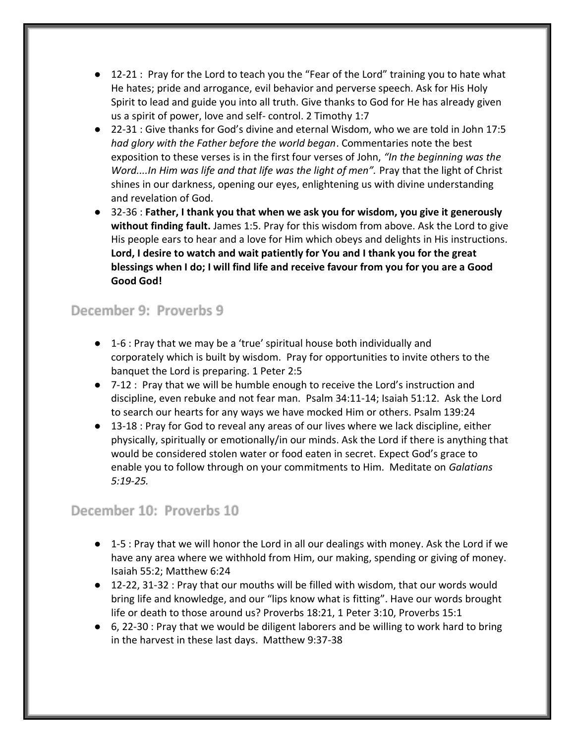- 12-21 : Pray for the Lord to teach you the "Fear of the Lord" training you to hate what He hates; pride and arrogance, evil behavior and perverse speech. Ask for His Holy Spirit to lead and guide you into all truth. Give thanks to God for He has already given us a spirit of power, love and self- control. 2 Timothy 1:7
- 22-31 : Give thanks for God's divine and eternal Wisdom, who we are told in John 17:5 *had glory with the Father before the world began*. Commentaries note the best exposition to these verses is in the first four verses of John, *"In the beginning was the Word....In Him was life and that life was the light of men".* Pray that the light of Christ shines in our darkness, opening our eyes, enlightening us with divine understanding and revelation of God.
- 32-36 : **Father, I thank you that when we ask you for wisdom, you give it generously without finding fault.** James 1:5. Pray for this wisdom from above. Ask the Lord to give His people ears to hear and a love for Him which obeys and delights in His instructions. **Lord, I desire to watch and wait patiently for You and I thank you for the great blessings when I do; I will find life and receive favour from you for you are a Good Good God!**

## December 9: Proverbs 9

- 1-6 : Pray that we may be a 'true' spiritual house both individually and corporately which is built by wisdom. Pray for opportunities to invite others to the banquet the Lord is preparing. 1 Peter 2:5
- 7-12 : Pray that we will be humble enough to receive the Lord's instruction and discipline, even rebuke and not fear man. Psalm 34:11-14; Isaiah 51:12. Ask the Lord to search our hearts for any ways we have mocked Him or others. Psalm 139:24
- 13-18 : Pray for God to reveal any areas of our lives where we lack discipline, either physically, spiritually or emotionally/in our minds. Ask the Lord if there is anything that would be considered stolen water or food eaten in secret. Expect God's grace to enable you to follow through on your commitments to Him. Meditate on *Galatians 5:19-25.*

## December 10: Proverbs 10

- 1-5 : Pray that we will honor the Lord in all our dealings with money. Ask the Lord if we have any area where we withhold from Him, our making, spending or giving of money. Isaiah 55:2; Matthew 6:24
- 12-22, 31-32 : Pray that our mouths will be filled with wisdom, that our words would bring life and knowledge, and our "lips know what is fitting". Have our words brought life or death to those around us? Proverbs 18:21, 1 Peter 3:10, Proverbs 15:1
- 6, 22-30 : Pray that we would be diligent laborers and be willing to work hard to bring in the harvest in these last days. Matthew 9:37-38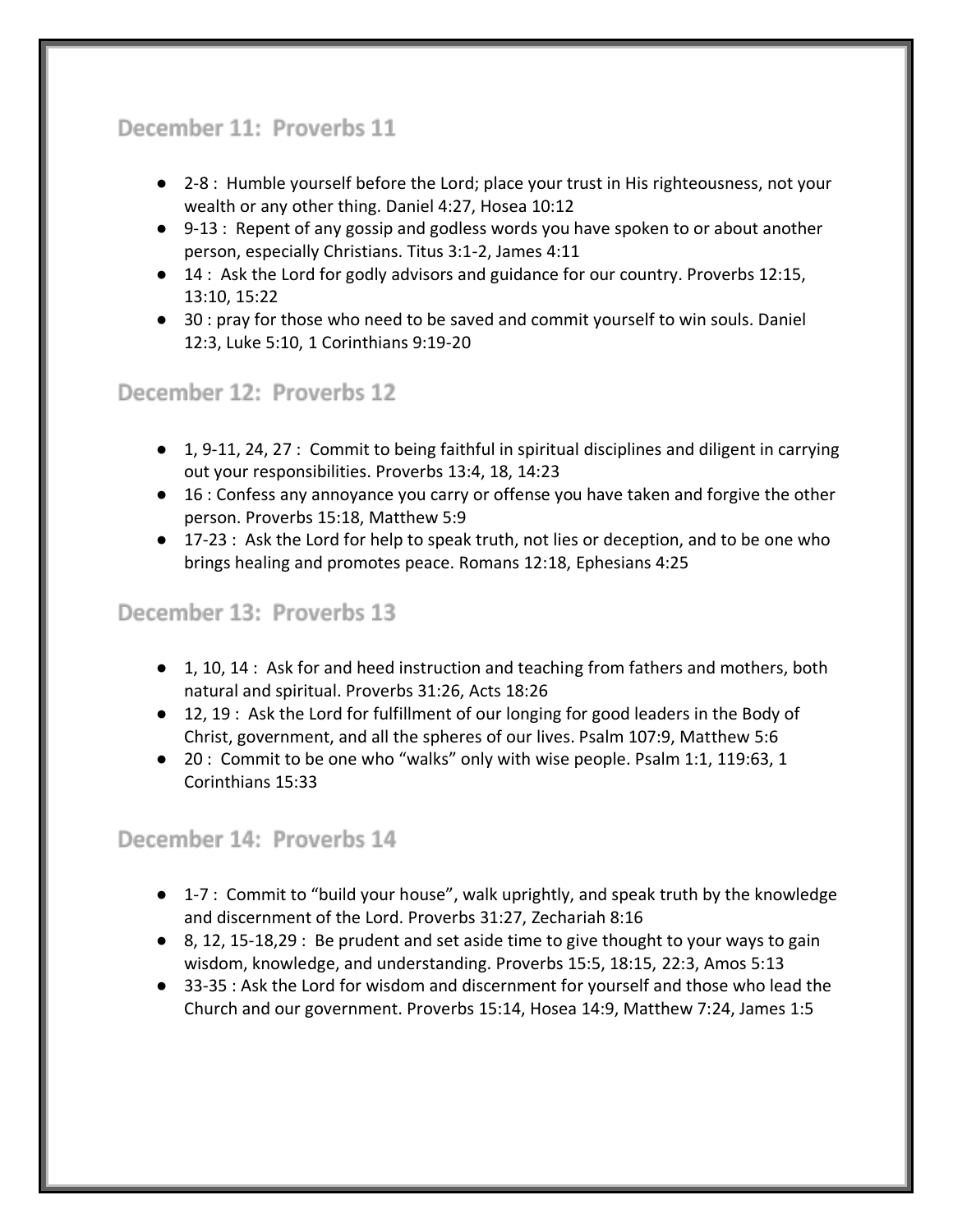## December 11: Proverbs 11

- 2-8 : Humble yourself before the Lord; place your trust in His righteousness, not your wealth or any other thing. Daniel 4:27, Hosea 10:12
- 9-13 : Repent of any gossip and godless words you have spoken to or about another person, especially Christians. Titus 3:1-2, James 4:11
- 14 : Ask the Lord for godly advisors and guidance for our country. Proverbs 12:15, 13:10, 15:22
- 30 : pray for those who need to be saved and commit yourself to win souls. Daniel 12:3, Luke 5:10, 1 Corinthians 9:19-20

## December 12: Proverbs 12

- 1, 9-11, 24, 27 : Commit to being faithful in spiritual disciplines and diligent in carrying out your responsibilities. Proverbs 13:4, 18, 14:23
- 16 : Confess any annoyance you carry or offense you have taken and forgive the other person. Proverbs 15:18, Matthew 5:9
- 17-23 : Ask the Lord for help to speak truth, not lies or deception, and to be one who brings healing and promotes peace. Romans 12:18, Ephesians 4:25

## December 13: Proverbs 13

- 1, 10, 14 : Ask for and heed instruction and teaching from fathers and mothers, both natural and spiritual. Proverbs 31:26, Acts 18:26
- 12, 19 : Ask the Lord for fulfillment of our longing for good leaders in the Body of Christ, government, and all the spheres of our lives. Psalm 107:9, Matthew 5:6
- 20 : Commit to be one who "walks" only with wise people. Psalm 1:1, 119:63, 1 Corinthians 15:33

## December 14: Proverbs 14

- 1-7 : Commit to "build your house", walk uprightly, and speak truth by the knowledge and discernment of the Lord. Proverbs 31:27, Zechariah 8:16
- 8, 12, 15-18,29 : Be prudent and set aside time to give thought to your ways to gain wisdom, knowledge, and understanding. Proverbs 15:5, 18:15, 22:3, Amos 5:13
- 33-35 : Ask the Lord for wisdom and discernment for yourself and those who lead the Church and our government. Proverbs 15:14, Hosea 14:9, Matthew 7:24, James 1:5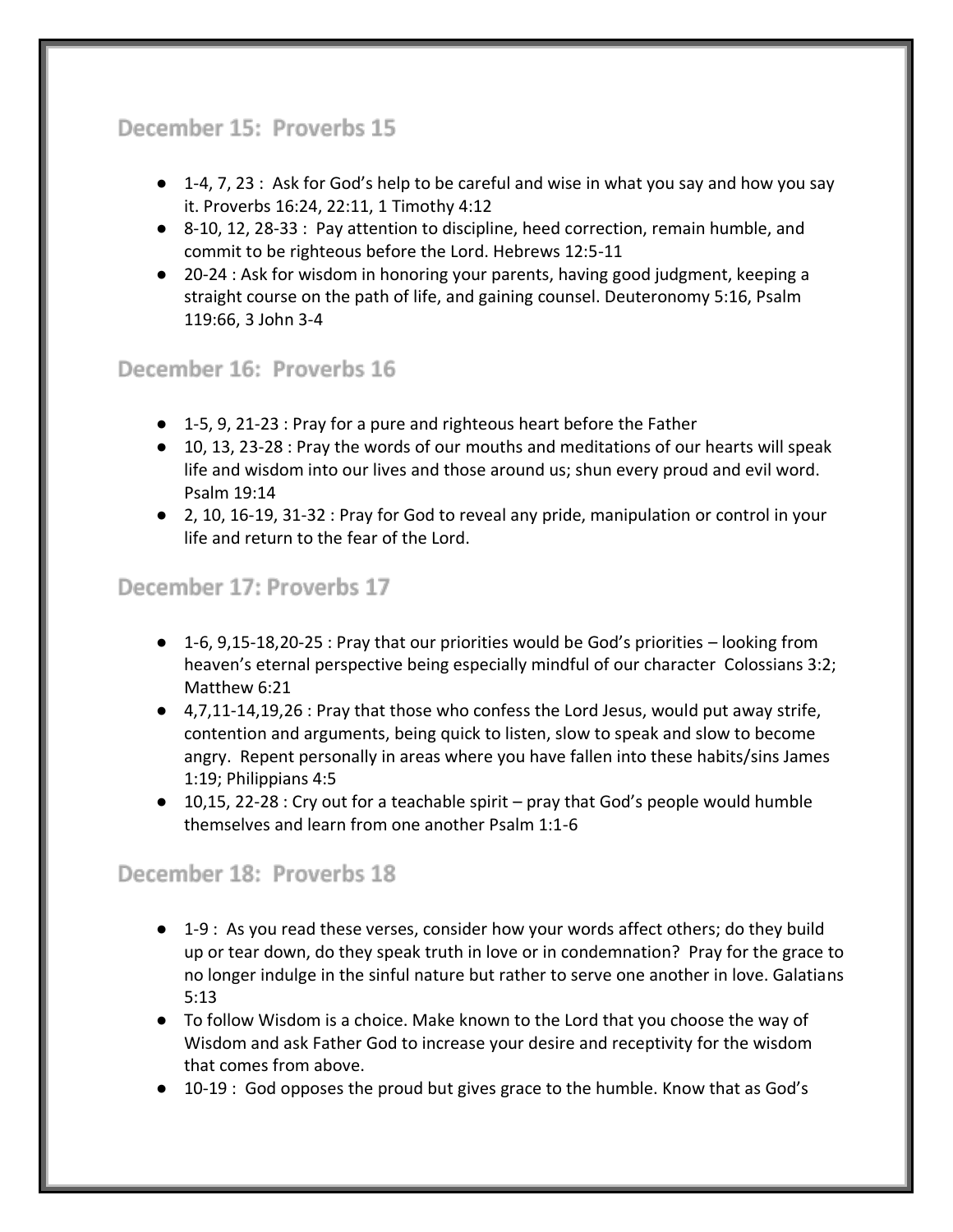## December 15: Proverbs 15

- 1-4, 7, 23 : Ask for God's help to be careful and wise in what you say and how you say it. Proverbs 16:24, 22:11, 1 Timothy 4:12
- 8-10, 12, 28-33 : Pay attention to discipline, heed correction, remain humble, and commit to be righteous before the Lord. Hebrews 12:5-11
- 20-24 : Ask for wisdom in honoring your parents, having good judgment, keeping a straight course on the path of life, and gaining counsel. Deuteronomy 5:16, Psalm 119:66, 3 John 3-4

## December 16: Proverbs 16

- 1-5, 9, 21-23 : Pray for a pure and righteous heart before the Father
- 10, 13, 23-28 : Pray the words of our mouths and meditations of our hearts will speak life and wisdom into our lives and those around us; shun every proud and evil word. Psalm 19:14
- 2, 10, 16-19, 31-32 : Pray for God to reveal any pride, manipulation or control in your life and return to the fear of the Lord.

## December 17: Proverbs 17

- 1-6, 9,15-18,20-25 : Pray that our priorities would be God's priorities – looking from heaven's eternal perspective being especially mindful of our character Colossians 3:2; Matthew 6:21
- 4,7,11-14,19,26 : Pray that those who confess the Lord Jesus, would put away strife, contention and arguments, being quick to listen, slow to speak and slow to become angry. Repent personally in areas where you have fallen into these habits/sins James 1:19; Philippians 4:5
- 10,15, 22-28 : Cry out for a teachable spirit – pray that God's people would humble themselves and learn from one another Psalm 1:1-6

## December 18: Proverbs 18

- 1-9 : As you read these verses, consider how your words affect others; do they build up or tear down, do they speak truth in love or in condemnation? Pray for the grace to no longer indulge in the sinful nature but rather to serve one another in love. Galatians 5:13
- To follow Wisdom is a choice. Make known to the Lord that you choose the way of Wisdom and ask Father God to increase your desire and receptivity for the wisdom that comes from above.
- 10-19 : God opposes the proud but gives grace to the humble. Know that as God's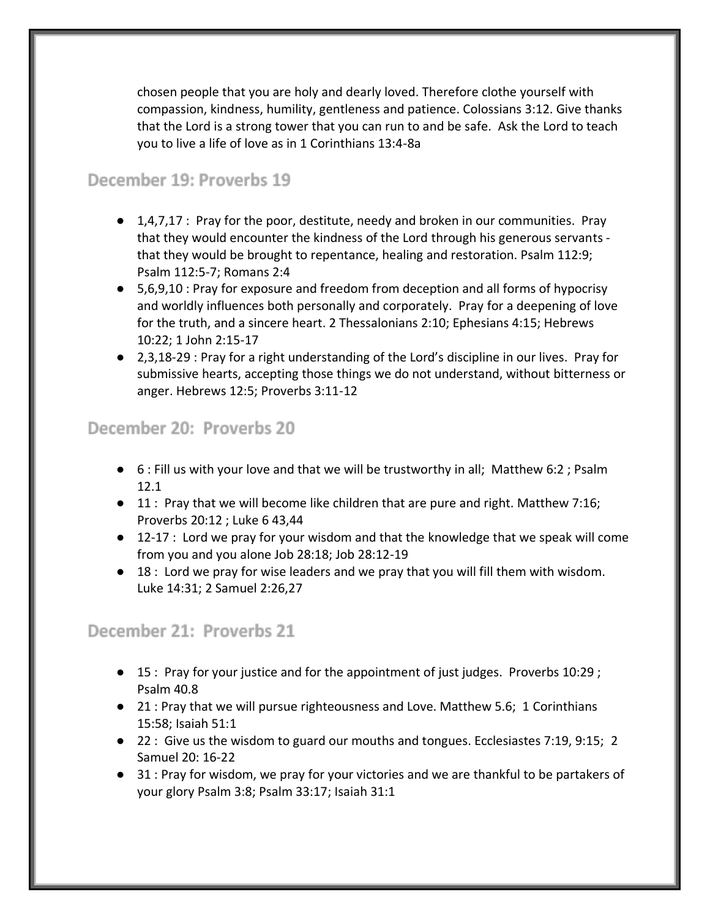chosen people that you are holy and dearly loved. Therefore clothe yourself with compassion, kindness, humility, gentleness and patience. Colossians 3:12. Give thanks that the Lord is a strong tower that you can run to and be safe. Ask the Lord to teach you to live a life of love as in 1 Corinthians 13:4-8a

## December 19: Proverbs 19

- 1,4,7,17 : Pray for the poor, destitute, needy and broken in our communities. Pray that they would encounter the kindness of the Lord through his generous servants - that they would be brought to repentance, healing and restoration. Psalm 112:9; Psalm 112:5-7; Romans 2:4
- 5,6,9,10 : Pray for exposure and freedom from deception and all forms of hypocrisy and worldly influences both personally and corporately. Pray for a deepening of love for the truth, and a sincere heart. 2 Thessalonians 2:10; Ephesians 4:15; Hebrews 10:22; 1 John 2:15-17
- 2,3,18-29 : Pray for a right understanding of the Lord's discipline in our lives. Pray for submissive hearts, accepting those things we do not understand, without bitterness or anger. Hebrews 12:5; Proverbs 3:11-12

## December 20: Proverbs 20

- 6 : Fill us with your love and that we will be trustworthy in all; Matthew 6:2 ; Psalm 12.1
- 11 : Pray that we will become like children that are pure and right. Matthew 7:16; Proverbs 20:12 ; Luke 6 43,44
- 12-17 : Lord we pray for your wisdom and that the knowledge that we speak will come from you and you alone Job 28:18; Job 28:12-19
- 18 : Lord we pray for wise leaders and we pray that you will fill them with wisdom. Luke 14:31; 2 Samuel 2:26,27

## December 21: Proverbs 21

- 15 : Pray for your justice and for the appointment of just judges. Proverbs 10:29 ; Psalm 40.8
- 21 : Pray that we will pursue righteousness and Love. Matthew 5.6; 1 Corinthians 15:58; Isaiah 51:1
- 22 : Give us the wisdom to guard our mouths and tongues. Ecclesiastes 7:19, 9:15; 2 Samuel 20: 16-22
- 31 : Pray for wisdom, we pray for your victories and we are thankful to be partakers of your glory Psalm 3:8; Psalm 33:17; Isaiah 31:1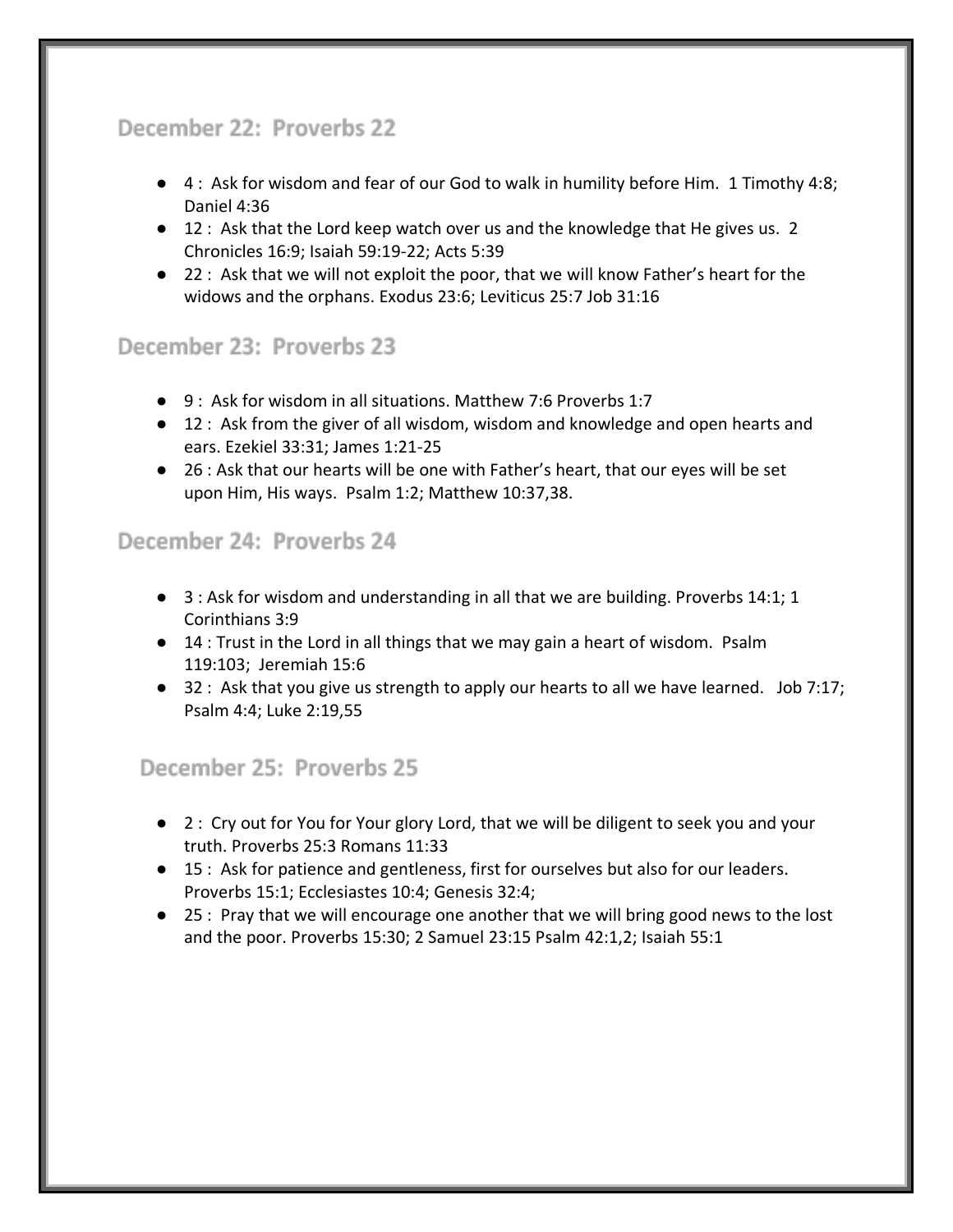## December 22: Proverbs 22

- 4 : Ask for wisdom and fear of our God to walk in humility before Him. 1 Timothy 4:8; Daniel 4:36
- 12 : Ask that the Lord keep watch over us and the knowledge that He gives us. 2 Chronicles 16:9; Isaiah 59:19-22; Acts 5:39
- 22 : Ask that we will not exploit the poor, that we will know Father's heart for the widows and the orphans. Exodus 23:6; Leviticus 25:7 Job 31:16

## December 23: Proverbs 23

- 9 : Ask for wisdom in all situations. Matthew 7:6 Proverbs 1:7
- 12 : Ask from the giver of all wisdom, wisdom and knowledge and open hearts and ears. Ezekiel 33:31; James 1:21-25
- 26 : Ask that our hearts will be one with Father's heart, that our eyes will be set upon Him, His ways. Psalm 1:2; Matthew 10:37,38.

## December 24: Proverbs 24

- 3 : Ask for wisdom and understanding in all that we are building. Proverbs 14:1; 1 Corinthians 3:9
- 14 : Trust in the Lord in all things that we may gain a heart of wisdom. Psalm 119:103; Jeremiah 15:6
- 32 : Ask that you give us strength to apply our hearts to all we have learned. Job 7:17; Psalm 4:4; Luke 2:19,55

## December 25: Proverbs 25

- 2 : Cry out for You for Your glory Lord, that we will be diligent to seek you and your truth. Proverbs 25:3 Romans 11:33
- 15 : Ask for patience and gentleness, first for ourselves but also for our leaders. Proverbs 15:1; Ecclesiastes 10:4; Genesis 32:4;
- 25 : Pray that we will encourage one another that we will bring good news to the lost and the poor. Proverbs 15:30; 2 Samuel 23:15 Psalm 42:1,2; Isaiah 55:1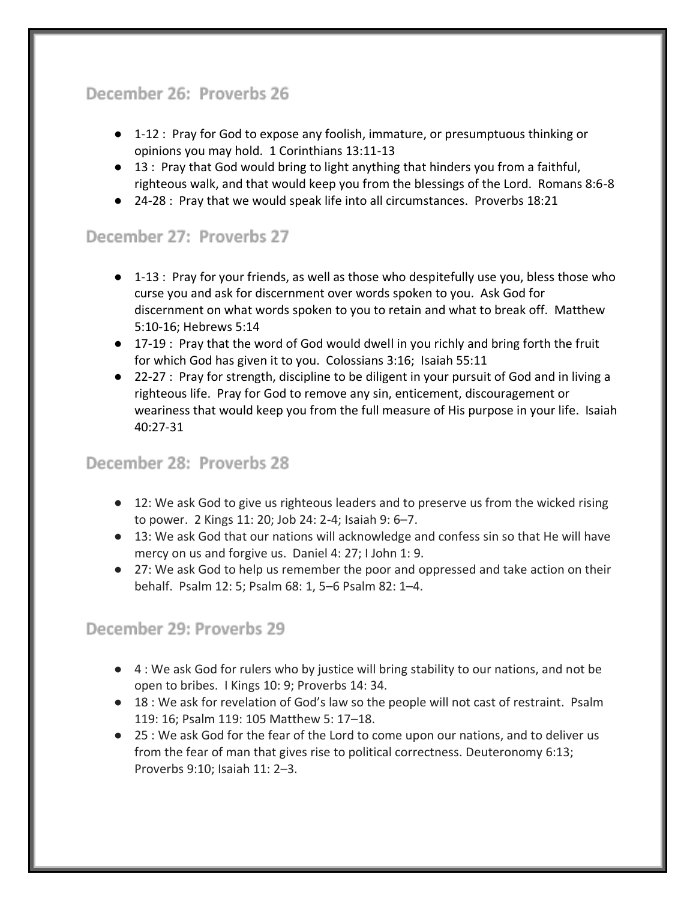## December 26: Proverbs 26

- 1-12 : Pray for God to expose any foolish, immature, or presumptuous thinking or opinions you may hold. 1 Corinthians 13:11-13
- 13 : Pray that God would bring to light anything that hinders you from a faithful, righteous walk, and that would keep you from the blessings of the Lord. Romans 8:6-8
- 24-28 : Pray that we would speak life into all circumstances. Proverbs 18:21

## December 27: Proverbs 27

- 1-13 : Pray for your friends, as well as those who despitefully use you, bless those who curse you and ask for discernment over words spoken to you. Ask God for discernment on what words spoken to you to retain and what to break off. Matthew 5:10-16; Hebrews 5:14
- 17-19 : Pray that the word of God would dwell in you richly and bring forth the fruit for which God has given it to you. Colossians 3:16; Isaiah 55:11
- 22-27 : Pray for strength, discipline to be diligent in your pursuit of God and in living a righteous life. Pray for God to remove any sin, enticement, discouragement or weariness that would keep you from the full measure of His purpose in your life. Isaiah 40:27-31

## December 28: Proverbs 28

- 12: We ask God to give us righteous leaders and to preserve us from the wicked rising to power. 2 Kings 11: 20; Job 24: 2-4; Isaiah 9: 6–7.
- 13: We ask God that our nations will acknowledge and confess sin so that He will have mercy on us and forgive us. Daniel 4: 27; I John 1: 9.
- 27: We ask God to help us remember the poor and oppressed and take action on their behalf. Psalm 12: 5; Psalm 68: 1, 5–6 Psalm 82: 1–4.

## December 29: Proverbs 29

- 4 : We ask God for rulers who by justice will bring stability to our nations, and not be open to bribes. I Kings 10: 9; Proverbs 14: 34.
- 18 : We ask for revelation of God's law so the people will not cast of restraint. Psalm 119: 16; Psalm 119: 105 Matthew 5: 17–18.
- 25 : We ask God for the fear of the Lord to come upon our nations, and to deliver us from the fear of man that gives rise to political correctness. Deuteronomy 6:13; Proverbs 9:10; Isaiah 11: 2–3.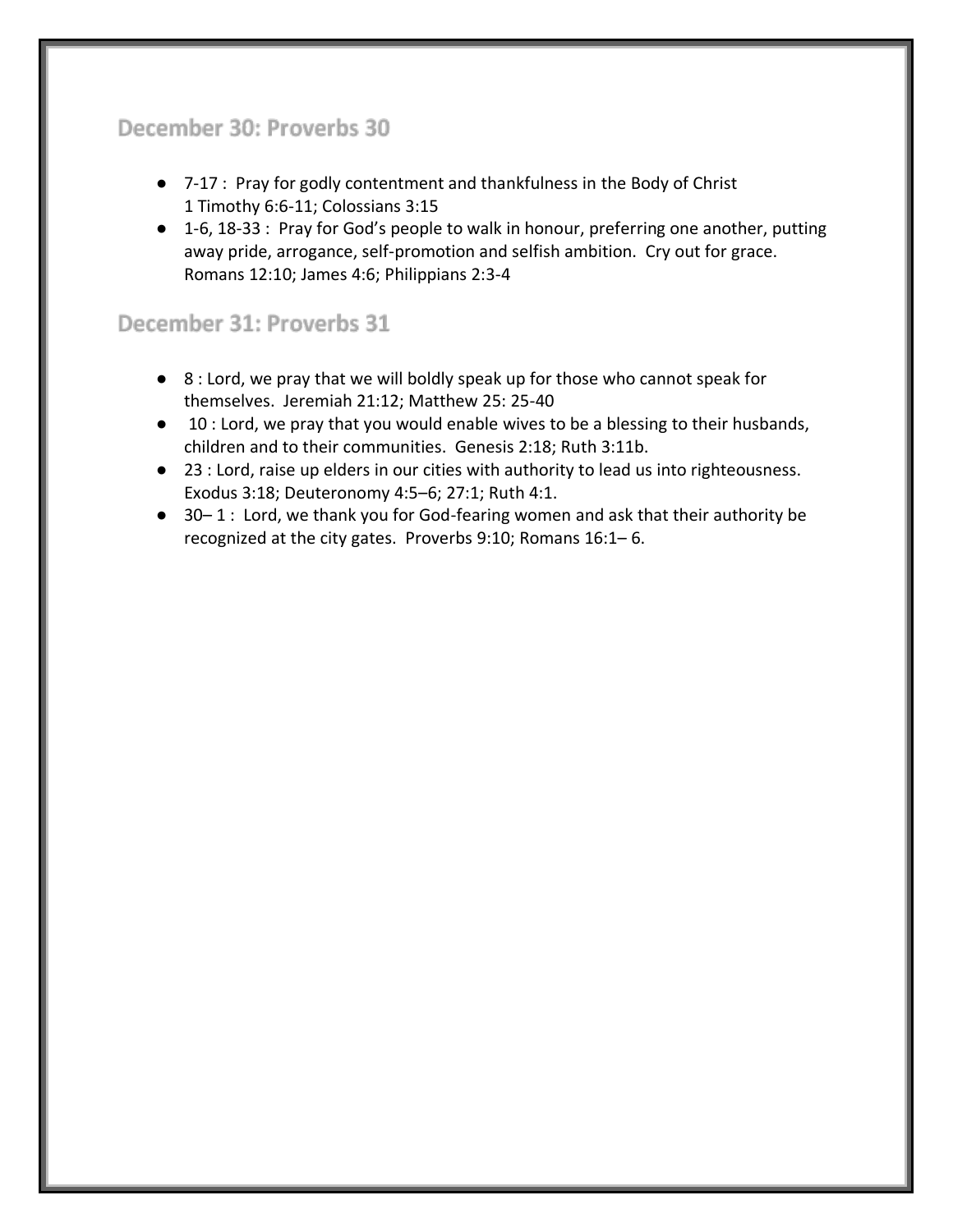## December 30: Proverbs 30

- 7-17 : Pray for godly contentment and thankfulness in the Body of Christ
  1 Timothy 6:6-11; Colossians 3:15
- 1-6, 18-33 : Pray for God's people to walk in honour, preferring one another, putting away pride, arrogance, self-promotion and selfish ambition. Cry out for grace. Romans 12:10; James 4:6; Philippians 2:3-4

## December 31: Proverbs 31

- 8 : Lord, we pray that we will boldly speak up for those who cannot speak for themselves. Jeremiah 21:12; Matthew 25: 25-40
- 10 : Lord, we pray that you would enable wives to be a blessing to their husbands, children and to their communities. Genesis 2:18; Ruth 3:11b.
- 23 : Lord, raise up elders in our cities with authority to lead us into righteousness. Exodus 3:18; Deuteronomy 4:5–6; 27:1; Ruth 4:1.
- 30– 1 : Lord, we thank you for God-fearing women and ask that their authority be recognized at the city gates. Proverbs 9:10; Romans 16:1– 6.